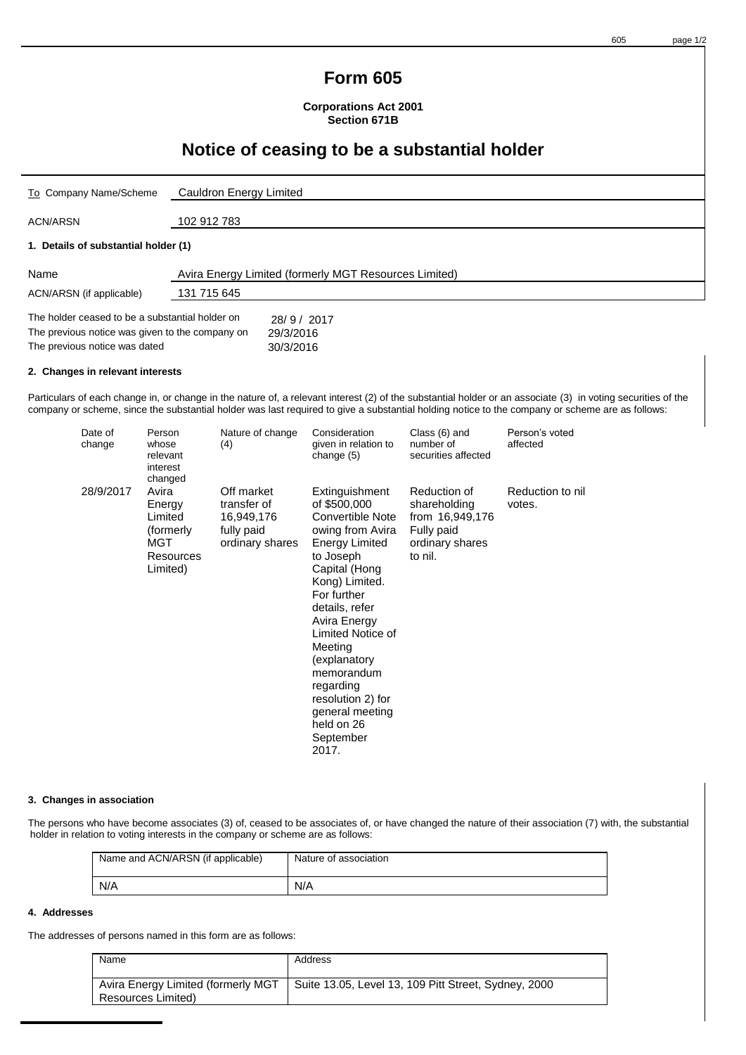# Form 605

**Corporations Act 2001**
**Section 671B**

## Notice of ceasing to be a substantial holder

| | |
|---|---|
| To Company Name/Scheme | Cauldron Energy Limited |
| ACN/ARSN | 102 912 783 |

### 1. Details of substantial holder (1)

| | |
|---|---|
| Name | Avira Energy Limited (formerly MGT Resources Limited) |
| ACN/ARSN (if applicable) | 131 715 645 |

| | |
|---|---|
| The holder ceased to be a substantial holder on | 28/ 9 / 2017 |
| The previous notice was given to the company on | 29/3/2016 |
| The previous notice was dated | 30/3/2016 |

### 2. Changes in relevant interests

Particulars of each change in, or change in the nature of, a relevant interest (2) of the substantial holder or an associate (3) in voting securities of the company or scheme, since the substantial holder was last required to give a substantial holding notice to the company or scheme are as follows:

| Date of change | Person whose relevant interest changed | Nature of change (4) | Consideration given in relation to change (5) | Class (6) and number of securities affected | Person's voted affected |
|---|---|---|---|---|---|
| 28/9/2017 | Avira Energy Limited (formerly MGT Resources Limited) | Off market transfer of 16,949,176 fully paid ordinary shares | Extinguishment of $500,000 Convertible Note owing from Avira Energy Limited to Joseph Capital (Hong Kong) Limited. For further details, refer Avira Energy Limited Notice of Meeting (explanatory memorandum regarding resolution 2) for general meeting held on 26 September 2017. | Reduction of shareholding from 16,949,176 Fully paid ordinary shares to nil. | Reduction to nil votes. |

### 3. Changes in association

The persons who have become associates (3) of, ceased to be associates of, or have changed the nature of their association (7) with, the substantial holder in relation to voting interests in the company or scheme are as follows:

| Name and ACN/ARSN (if applicable) | Nature of association |
|---|---|
| N/A | N/A |

### 4. Addresses

The addresses of persons named in this form are as follows:

| Name | Address |
|---|---|
| Avira Energy Limited (formerly MGT Resources Limited) | Suite 13.05, Level 13, 109 Pitt Street, Sydney, 2000 |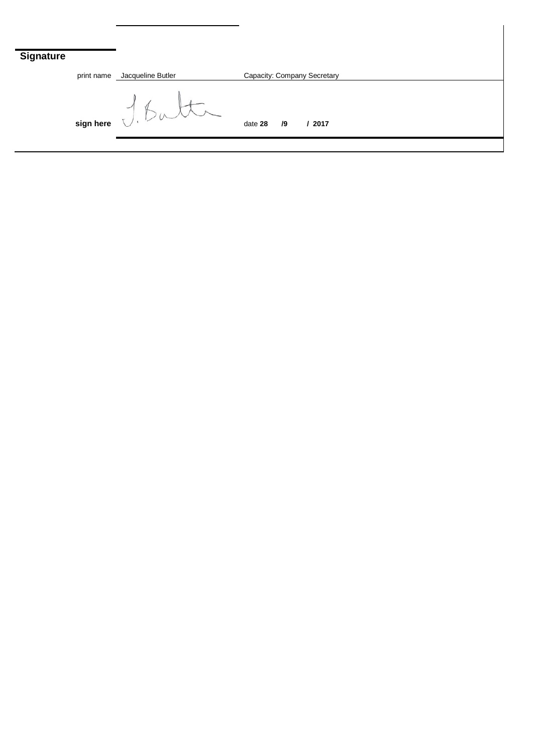## Signature

print name Jacqueline Butler

Capacity: Company Secretary

**sign here** J. Butler

date **28 /9 / 2017**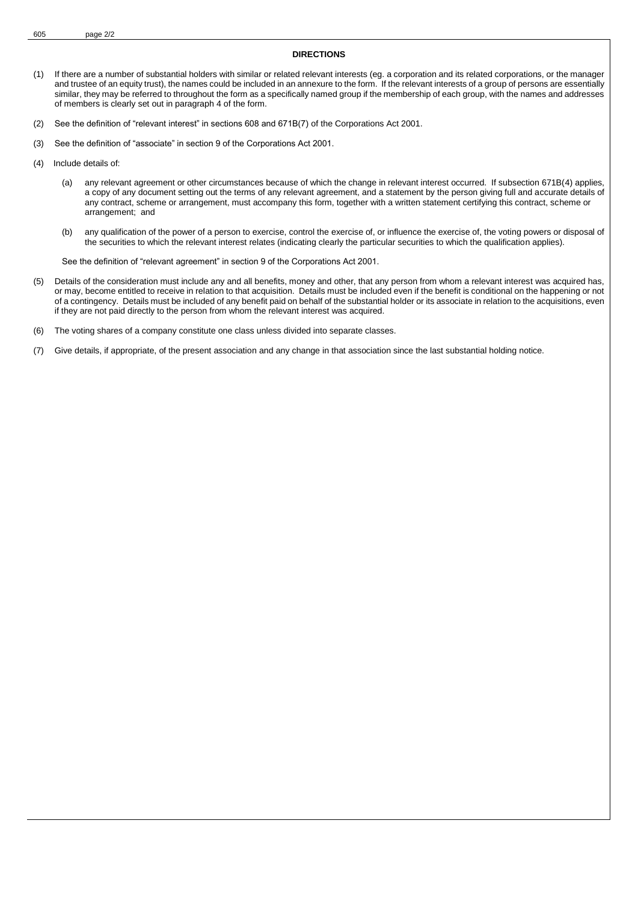## DIRECTIONS

(1) If there are a number of substantial holders with similar or related relevant interests (eg. a corporation and its related corporations, or the manager and trustee of an equity trust), the names could be included in an annexure to the form. If the relevant interests of a group of persons are essentially similar, they may be referred to throughout the form as a specifically named group if the membership of each group, with the names and addresses of members is clearly set out in paragraph 4 of the form.

(2) See the definition of "relevant interest" in sections 608 and 671B(7) of the Corporations Act 2001.

(3) See the definition of "associate" in section 9 of the Corporations Act 2001.

(4) Include details of:

   (a) any relevant agreement or other circumstances because of which the change in relevant interest occurred. If subsection 671B(4) applies, a copy of any document setting out the terms of any relevant agreement, and a statement by the person giving full and accurate details of any contract, scheme or arrangement, must accompany this form, together with a written statement certifying this contract, scheme or arrangement; and

   (b) any qualification of the power of a person to exercise, control the exercise of, or influence the exercise of, the voting powers or disposal of the securities to which the relevant interest relates (indicating clearly the particular securities to which the qualification applies).

   See the definition of "relevant agreement" in section 9 of the Corporations Act 2001.

(5) Details of the consideration must include any and all benefits, money and other, that any person from whom a relevant interest was acquired has, or may, become entitled to receive in relation to that acquisition. Details must be included even if the benefit is conditional on the happening or not of a contingency. Details must be included of any benefit paid on behalf of the substantial holder or its associate in relation to the acquisitions, even if they are not paid directly to the person from whom the relevant interest was acquired.

(6) The voting shares of a company constitute one class unless divided into separate classes.

(7) Give details, if appropriate, of the present association and any change in that association since the last substantial holding notice.